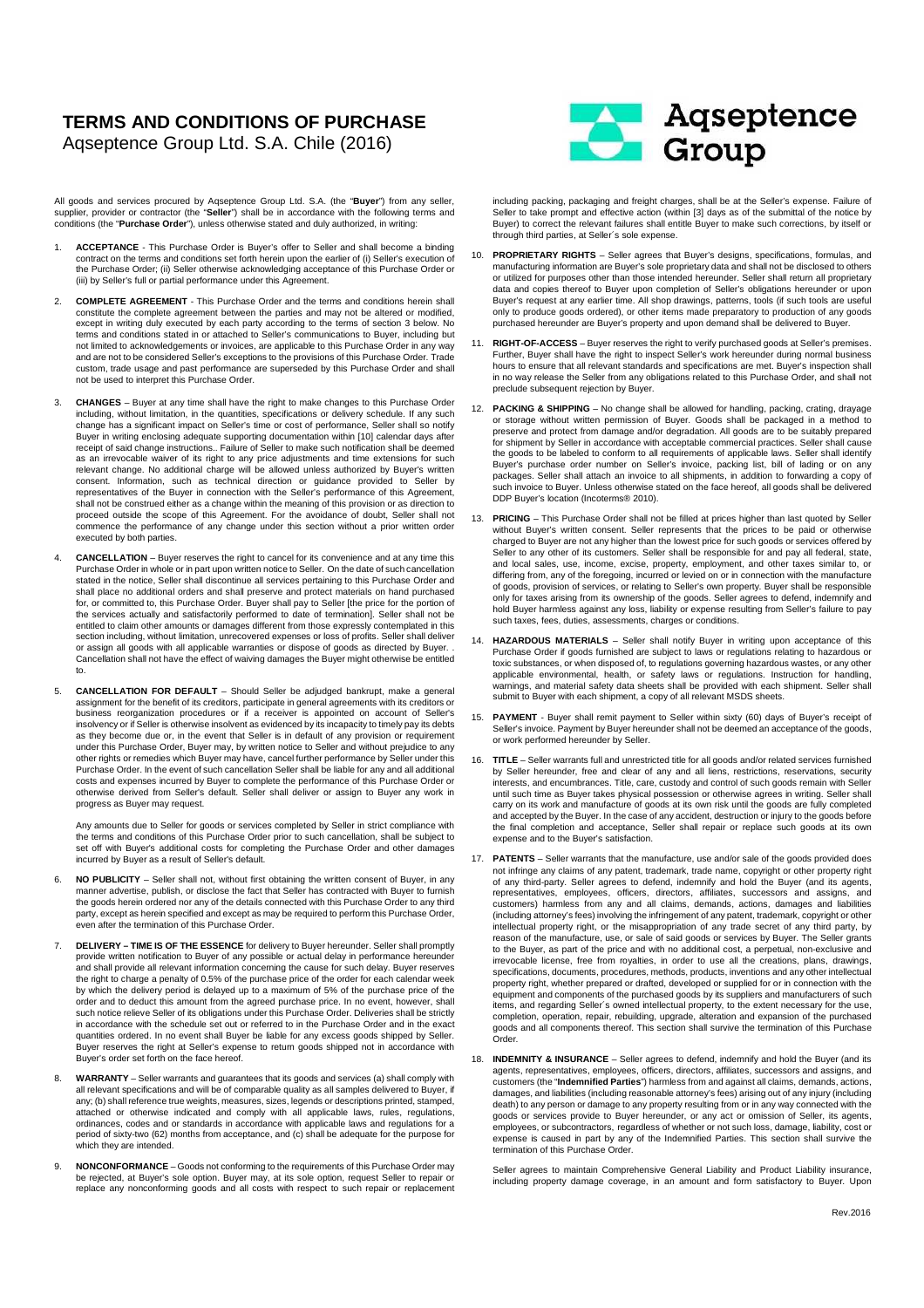# TERMS AND CONDITIONS OF PURCHASE

Aqseptence Group Ltd. S.A. Chile (2016)

All goods and services procured by Aqseptence Group Ltd. S.A. (the "**Buyer**") from any seller, supplier, provider or contractor (the "**Seller**") shall be in accordance with the following terms and conditions (the "**Purchase Order**"), unless otherwise stated and duly authorized, in writing:

1. **ACCEPTANCE** - This Purchase Order is Buyer's offer to Seller and shall become a binding contract on the terms and conditions set forth herein upon the earlier of (i) Seller's execution of the Purchase Order; (ii) Seller otherwise acknowledging acceptance of this Purchase Order or (iii) by Seller's full or partial performance under this Agreement.

2. **COMPLETE AGREEMENT** - This Purchase Order and the terms and conditions herein shall constitute the complete agreement between the parties and may not be altered or modified, except in writing duly executed by each party according to the terms of section 3 below. No terms and conditions stated in or attached to Seller's communications to Buyer, including but not limited to acknowledgements or invoices, are applicable to this Purchase Order in any way and are not to be considered Seller's exceptions to the provisions of this Purchase Order. Trade custom, trade usage and past performance are superseded by this Purchase Order and shall not be used to interpret this Purchase Order.

3. **CHANGES** – Buyer at any time shall have the right to make changes to this Purchase Order including, without limitation, in the quantities, specifications or delivery schedule. If any such change has a significant impact on Seller's time or cost of performance, Seller shall so notify Buyer in writing enclosing adequate supporting documentation within [10] calendar days after receipt of said change instructions.. Failure of Seller to make such notification shall be deemed as an irrevocable waiver of its right to any price adjustments and time extensions for such relevant change. No additional charge will be allowed unless authorized by Buyer's written consent. Information, such as technical direction or guidance provided to Seller by representatives of the Buyer in connection with the Seller's performance of this Agreement, shall not be construed either as a change within the meaning of this provision or as direction to proceed outside the scope of this Agreement. For the avoidance of doubt, Seller shall not commence the performance of any change under this section without a prior written order executed by both parties.

4. **CANCELLATION** – Buyer reserves the right to cancel for its convenience and at any time this Purchase Order in whole or in part upon written notice to Seller. On the date of such cancellation stated in the notice, Seller shall discontinue all services pertaining to this Purchase Order and shall place no additional orders and shall preserve and protect materials on hand purchased for, or committed to, this Purchase Order. Buyer shall pay to Seller [the price for the portion of the services actually and satisfactorily performed to date of termination]. Seller shall not be entitled to claim other amounts or damages different from those expressly contemplated in this section including, without limitation, unrecovered expenses or loss of profits. Seller shall deliver or assign all goods with all applicable warranties or dispose of goods as directed by Buyer. . Cancellation shall not have the effect of waiving damages the Buyer might otherwise be entitled to.

5. **CANCELLATION FOR DEFAULT** – Should Seller be adjudged bankrupt, make a general assignment for the benefit of its creditors, participate in general agreements with its creditors or business reorganization procedures or if a receiver is appointed on account of Seller's insolvency or if Seller is otherwise insolvent as evidenced by its incapacity to timely pay its debts as they become due or, in the event that Seller is in default of any provision or requirement under this Purchase Order, Buyer may, by written notice to Seller and without prejudice to any other rights or remedies which Buyer may have, cancel further performance by Seller under this Purchase Order. In the event of such cancellation Seller shall be liable for any and all additional costs and expenses incurred by Buyer to complete the performance of this Purchase Order or otherwise derived from Seller's default. Seller shall deliver or assign to Buyer any work in progress as Buyer may request.

   Any amounts due to Seller for goods or services completed by Seller in strict compliance with the terms and conditions of this Purchase Order prior to such cancellation, shall be subject to set off with Buyer's additional costs for completing the Purchase Order and other damages incurred by Buyer as a result of Seller's default.

6. **NO PUBLICITY** – Seller shall not, without first obtaining the written consent of Buyer, in any manner advertise, publish, or disclose the fact that Seller has contracted with Buyer to furnish the goods herein ordered nor any of the details connected with this Purchase Order to any third party, except as herein specified and except as may be required to perform this Purchase Order, even after the termination of this Purchase Order.

7. **DELIVERY – TIME IS OF THE ESSENCE** for delivery to Buyer hereunder. Seller shall promptly provide written notification to Buyer of any possible or actual delay in performance hereunder and shall provide all relevant information concerning the cause for such delay. Buyer reserves the right to charge a penalty of 0.5% of the purchase price of the order for each calendar week by which the delivery period is delayed up to a maximum of 5% of the purchase price of the order and to deduct this amount from the agreed purchase price. In no event, however, shall such notice relieve Seller of its obligations under this Purchase Order. Deliveries shall be strictly in accordance with the schedule set out or referred to in the Purchase Order and in the exact quantities ordered. In no event shall Buyer be liable for any excess goods shipped by Seller. Buyer reserves the right at Seller's expense to return goods shipped not in accordance with Buyer's order set forth on the face hereof.

8. **WARRANTY** – Seller warrants and guarantees that its goods and services (a) shall comply with all relevant specifications and will be of comparable quality as all samples delivered to Buyer, if any; (b) shall reference true weights, measures, sizes, legends or descriptions printed, stamped, attached or otherwise indicated and comply with all applicable laws, rules, regulations, ordinances, codes and or standards in accordance with applicable laws and regulations for a period of sixty-two (62) months from acceptance, and (c) shall be adequate for the purpose for which they are intended.

9. **NONCONFORMANCE** – Goods not conforming to the requirements of this Purchase Order may be rejected, at Buyer's sole option. Buyer may, at its sole option, request Seller to repair or replace any nonconforming goods and all costs with respect to such repair or replacement including packing, packaging and freight charges, shall be at the Seller's expense. Failure of Seller to take prompt and effective action (within [3] days as of the submittal of the notice by Buyer) to correct the relevant failures shall entitle Buyer to make such corrections, by itself or through third parties, at Seller´s sole expense.

10. **PROPRIETARY RIGHTS** – Seller agrees that Buyer's designs, specifications, formulas, and manufacturing information are Buyer's sole proprietary data and shall not be disclosed to others or utilized for purposes other than those intended hereunder. Seller shall return all proprietary data and copies thereof to Buyer upon completion of Seller's obligations hereunder or upon Buyer's request at any earlier time. All shop drawings, patterns, tools (if such tools are useful only to produce goods ordered), or other items made preparatory to production of any goods purchased hereunder are Buyer's property and upon demand shall be delivered to Buyer.

11. **RIGHT-OF-ACCESS** – Buyer reserves the right to verify purchased goods at Seller's premises. Further, Buyer shall have the right to inspect Seller's work hereunder during normal business hours to ensure that all relevant standards and specifications are met. Buyer's inspection shall in no way release the Seller from any obligations related to this Purchase Order, and shall not preclude subsequent rejection by Buyer.

12. **PACKING & SHIPPING** – No change shall be allowed for handling, packing, crating, drayage or storage without written permission of Buyer. Goods shall be packaged in a method to preserve and protect from damage and/or degradation. All goods are to be suitably prepared for shipment by Seller in accordance with acceptable commercial practices. Seller shall cause the goods to be labeled to conform to all requirements of applicable laws. Seller shall identify Buyer's purchase order number on Seller's invoice, packing list, bill of lading or on any packages. Seller shall attach an invoice to all shipments, in addition to forwarding a copy of such invoice to Buyer. Unless otherwise stated on the face hereof, all goods shall be delivered DDP Buyer's location (Incoterms® 2010).

13. **PRICING** – This Purchase Order shall not be filled at prices higher than last quoted by Seller without Buyer's written consent. Seller represents that the prices to be paid or otherwise charged to Buyer are not any higher than the lowest price for such goods or services offered by Seller to any other of its customers. Seller shall be responsible for and pay all federal, state, and local sales, use, income, excise, property, employment, and other taxes similar to, or differing from, any of the foregoing, incurred or levied on or in connection with the manufacture of goods, provision of services, or relating to Seller's own property. Buyer shall be responsible only for taxes arising from its ownership of the goods. Seller agrees to defend, indemnify and hold Buyer harmless against any loss, liability or expense resulting from Seller's failure to pay such taxes, fees, duties, assessments, charges or conditions.

14. **HAZARDOUS MATERIALS** – Seller shall notify Buyer in writing upon acceptance of this Purchase Order if goods furnished are subject to laws or regulations relating to hazardous or toxic substances, or when disposed of, to regulations governing hazardous wastes, or any other applicable environmental, health, or safety laws or regulations. Instruction for handling, warnings, and material safety data sheets shall be provided with each shipment. Seller shall submit to Buyer with each shipment, a copy of all relevant MSDS sheets.

15. **PAYMENT** - Buyer shall remit payment to Seller within sixty (60) days of Buyer's receipt of Seller's invoice. Payment by Buyer hereunder shall not be deemed an acceptance of the goods, or work performed hereunder by Seller.

16. **TITLE** – Seller warrants full and unrestricted title for all goods and/or related services furnished by Seller hereunder, free and clear of any and all liens, restrictions, reservations, security interests, and encumbrances. Title, care, custody and control of such goods remain with Seller until such time as Buyer takes physical possession or otherwise agrees in writing. Seller shall carry on its work and manufacture of goods at its own risk until the goods are fully completed and accepted by the Buyer. In the case of any accident, destruction or injury to the goods before the final completion and acceptance, Seller shall repair or replace such goods at its own expense and to the Buyer's satisfaction.

17. **PATENTS** – Seller warrants that the manufacture, use and/or sale of the goods provided does not infringe any claims of any patent, trademark, trade name, copyright or other property right of any third-party. Seller agrees to defend, indemnify and hold the Buyer (and its agents, representatives, employees, officers, directors, affiliates, successors and assigns, and customers) harmless from any and all claims, demands, actions, damages and liabilities (including attorney's fees) involving the infringement of any patent, trademark, copyright or other intellectual property right, or the misappropriation of any trade secret of any third party, by reason of the manufacture, use, or sale of said goods or services by Buyer. The Seller grants to the Buyer, as part of the price and with no additional cost, a perpetual, non-exclusive and irrevocable license, free from royalties, in order to use all the creations, plans, drawings, specifications, documents, procedures, methods, products, inventions and any other intellectual property right, whether prepared or drafted, developed or supplied for or in connection with the equipment and components of the purchased goods by its suppliers and manufacturers of such items, and regarding Seller´s owned intellectual property, to the extent necessary for the use, completion, operation, repair, rebuilding, upgrade, alteration and expansion of the purchased goods and all components thereof. This section shall survive the termination of this Purchase Order.

18. **INDEMNITY & INSURANCE** – Seller agrees to defend, indemnify and hold the Buyer (and its agents, representatives, employees, officers, directors, affiliates, successors and assigns, and customers (the "**Indemnified Parties**") harmless from and against all claims, demands, actions, damages, and liabilities (including reasonable attorney's fees) arising out of any injury (including death) to any person or damage to any property resulting from or in any way connected with the goods or services provide to Buyer hereunder, or any act or omission of Seller, its agents, employees, or subcontractors, regardless of whether or not such loss, damage, liability, cost or expense is caused in part by any of the Indemnified Parties. This section shall survive the termination of this Purchase Order.

   Seller agrees to maintain Comprehensive General Liability and Product Liability insurance, including property damage coverage, in an amount and form satisfactory to Buyer. Upon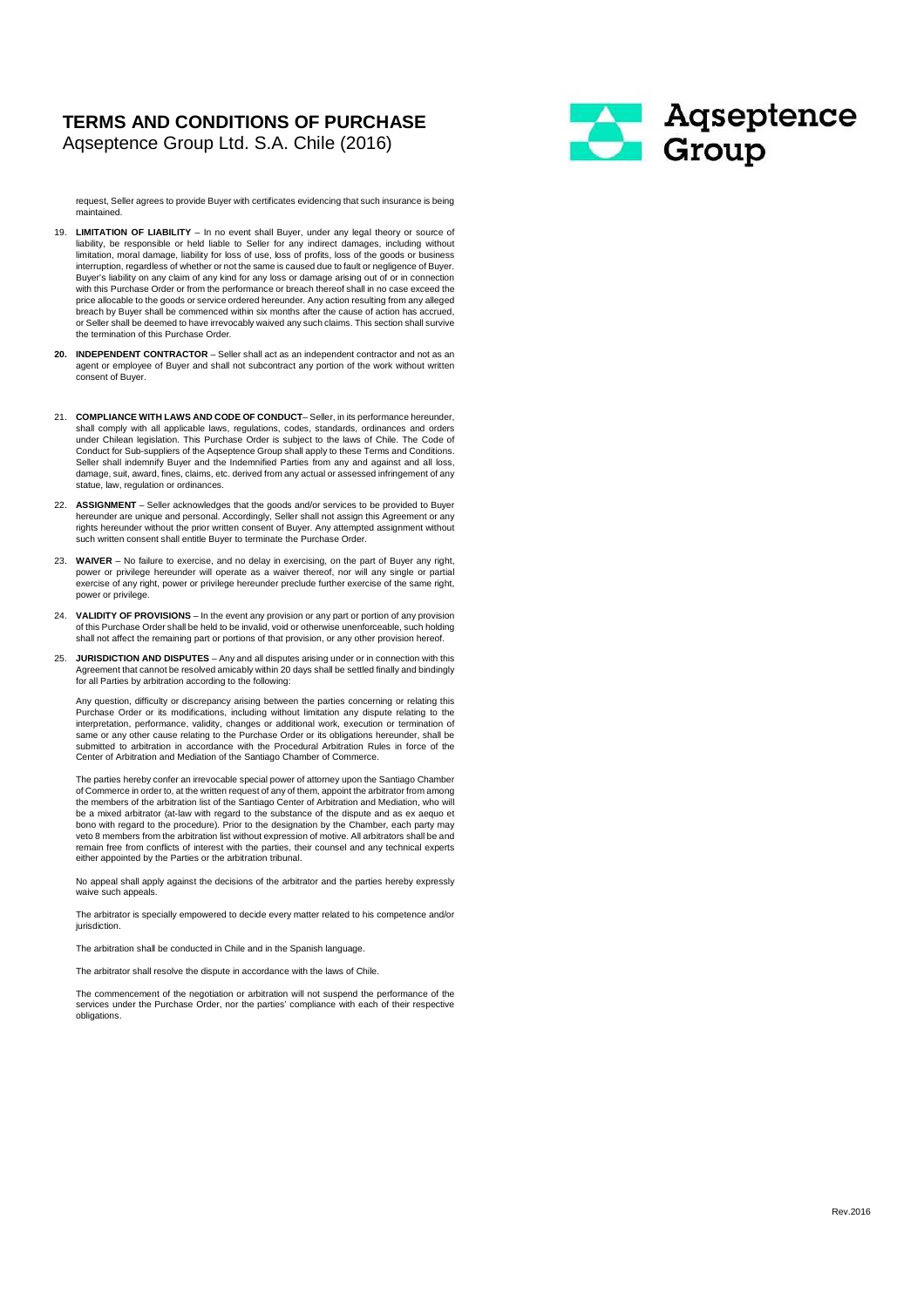request, Seller agrees to provide Buyer with certificates evidencing that such insurance is being maintained.

19. **LIMITATION OF LIABILITY** – In no event shall Buyer, under any legal theory or source of liability, be responsible or held liable to Seller for any indirect damages, including without limitation, moral damage, liability for loss of use, loss of profits, loss of the goods or business interruption, regardless of whether or not the same is caused due to fault or negligence of Buyer. Buyer's liability on any claim of any kind for any loss or damage arising out of or in connection with this Purchase Order or from the performance or breach thereof shall in no case exceed the price allocable to the goods or service ordered hereunder. Any action resulting from any alleged breach by Buyer shall be commenced within six months after the cause of action has accrued, or Seller shall be deemed to have irrevocably waived any such claims. This section shall survive the termination of this Purchase Order.

20. **INDEPENDENT CONTRACTOR** – Seller shall act as an independent contractor and not as an agent or employee of Buyer and shall not subcontract any portion of the work without written consent of Buyer.

21. **COMPLIANCE WITH LAWS AND CODE OF CONDUCT**– Seller, in its performance hereunder, shall comply with all applicable laws, regulations, codes, standards, ordinances and orders under Chilean legislation. This Purchase Order is subject to the laws of Chile. The Code of Conduct for Sub-suppliers of the Aqseptence Group shall apply to these Terms and Conditions. Seller shall indemnify Buyer and the Indemnified Parties from any and against and all loss, damage, suit, award, fines, claims, etc. derived from any actual or assessed infringement of any statue, law, regulation or ordinances.

22. **ASSIGNMENT** – Seller acknowledges that the goods and/or services to be provided to Buyer hereunder are unique and personal. Accordingly, Seller shall not assign this Agreement or any rights hereunder without the prior written consent of Buyer. Any attempted assignment without such written consent shall entitle Buyer to terminate the Purchase Order.

23. **WAIVER** – No failure to exercise, and no delay in exercising, on the part of Buyer any right, power or privilege hereunder will operate as a waiver thereof, nor will any single or partial exercise of any right, power or privilege hereunder preclude further exercise of the same right, power or privilege.

24. **VALIDITY OF PROVISIONS** – In the event any provision or any part or portion of any provision of this Purchase Order shall be held to be invalid, void or otherwise unenforceable, such holding shall not affect the remaining part or portions of that provision, or any other provision hereof.

25. **JURISDICTION AND DISPUTES** – Any and all disputes arising under or in connection with this Agreement that cannot be resolved amicably within 20 days shall be settled finally and bindingly for all Parties by arbitration according to the following:

    Any question, difficulty or discrepancy arising between the parties concerning or relating this Purchase Order or its modifications, including without limitation any dispute relating to the interpretation, performance, validity, changes or additional work, execution or termination of same or any other cause relating to the Purchase Order or its obligations hereunder, shall be submitted to arbitration in accordance with the Procedural Arbitration Rules in force of the Center of Arbitration and Mediation of the Santiago Chamber of Commerce.

    The parties hereby confer an irrevocable special power of attorney upon the Santiago Chamber of Commerce in order to, at the written request of any of them, appoint the arbitrator from among the members of the arbitration list of the Santiago Center of Arbitration and Mediation, who will be a mixed arbitrator (at-law with regard to the substance of the dispute and as ex aequo et bono with regard to the procedure). Prior to the designation by the Chamber, each party may veto 8 members from the arbitration list without expression of motive. All arbitrators shall be and remain free from conflicts of interest with the parties, their counsel and any technical experts either appointed by the Parties or the arbitration tribunal.

    No appeal shall apply against the decisions of the arbitrator and the parties hereby expressly waive such appeals.

    The arbitrator is specially empowered to decide every matter related to his competence and/or jurisdiction.

    The arbitration shall be conducted in Chile and in the Spanish language.

    The arbitrator shall resolve the dispute in accordance with the laws of Chile.

    The commencement of the negotiation or arbitration will not suspend the performance of the services under the Purchase Order, nor the parties' compliance with each of their respective obligations.